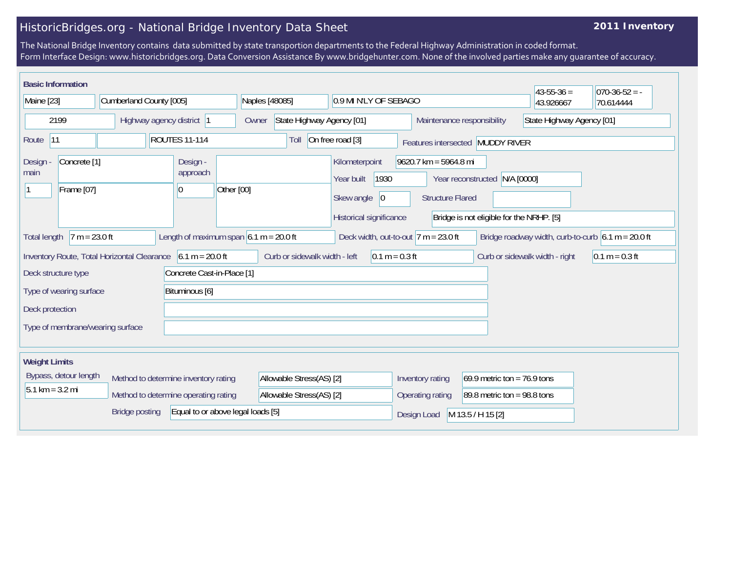# HistoricBridges.org - National Bridge Inventory Data Sheet

**2011 Inventory**

The National Bridge Inventory contains data submitted by state transportion departments to the Federal Highway Administration in coded format.
Form Interface Design: www.historicbridges.org. Data Conversion Assistance By www.bridgehunter.com. None of the involved parties make any guarantee of accuracy.

## Basic Information

| | |
|---|---|
| State | Maine [23] |
| County | Cumberland County [005] |
| Place | Naples [48085] |
| Location | 0.9 MI N'LY OF SEBAGO |
| Latitude | 43-55-36 = 43.926667 |
| Longitude | 070-36-52 = -70.614444 |
| Structure number | 2199 |
| Highway agency district | 1 |
| Owner | State Highway Agency [01] |
| Maintenance responsibility | State Highway Agency [01] |
| Route | 11 |
| Facility carried | ROUTES 11-114 |
| Toll | On free road [3] |
| Features intersected | MUDDY RIVER |
| Design - main | Concrete [1] |
| | 1 — Frame [07] |
| Design - approach | |
| | 0 — Other [00] |
| Kilometerpoint | 9620.7 km = 5964.8 mi |
| Year built | 1930 |
| Year reconstructed | N/A [0000] |
| Skew angle | 0 |
| Structure Flared | |
| Historical significance | Bridge is not eligible for the NRHP. [5] |
| Total length | 7 m = 23.0 ft |
| Length of maximum span | 6.1 m = 20.0 ft |
| Deck width, out-to-out | 7 m = 23.0 ft |
| Bridge roadway width, curb-to-curb | 6.1 m = 20.0 ft |
| Inventory Route, Total Horizontal Clearance | 6.1 m = 20.0 ft |
| Curb or sidewalk width - left | 0.1 m = 0.3 ft |
| Curb or sidewalk width - right | 0.1 m = 0.3 ft |
| Deck structure type | Concrete Cast-in-Place [1] |
| Type of wearing surface | Bituminous [6] |
| Deck protection | |
| Type of membrane/wearing surface | |

## Weight Limits

| | |
|---|---|
| Bypass, detour length | 5.1 km = 3.2 mi |
| Method to determine inventory rating | Allowable Stress(AS) [2] |
| Method to determine operating rating | Allowable Stress(AS) [2] |
| Bridge posting | Equal to or above legal loads [5] |
| Inventory rating | 69.9 metric ton = 76.9 tons |
| Operating rating | 89.8 metric ton = 98.8 tons |
| Design Load | M 13.5 / H 15 [2] |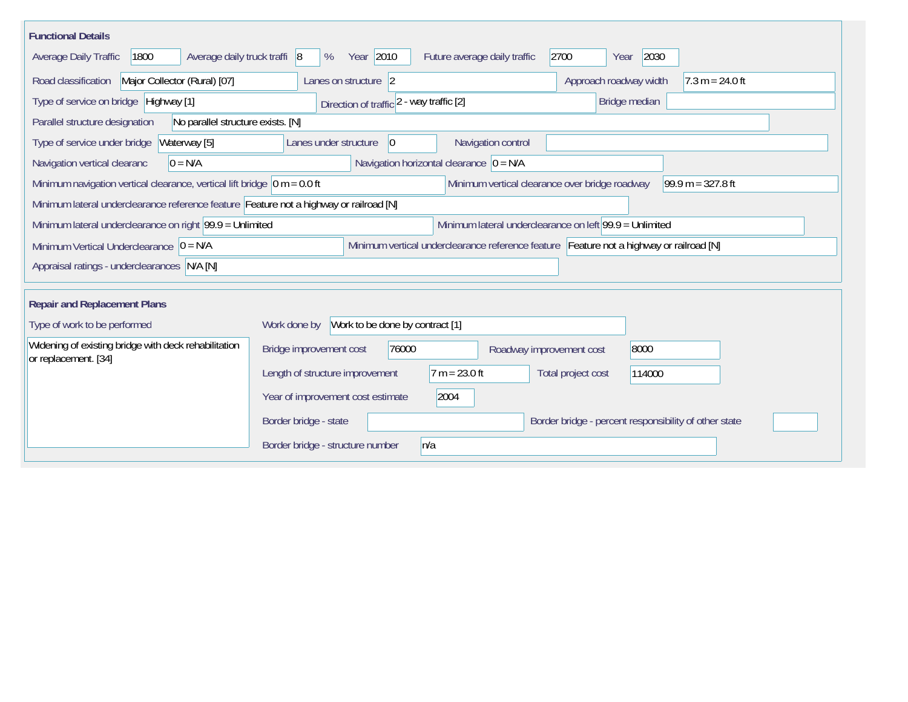## Functional Details

| | | | | | | | | | |
|---|---|---|---|---|---|---|---|---|---|
| Average Daily Traffic | 1800 | Average daily truck traffi | 8 | % | Year | 2010 | Future average daily traffic | 2700 | Year 2030 |

| Field | Value |
|---|---|
| Road classification | Major Collector (Rural) [07] |
| Lanes on structure | 2 |
| Approach roadway width | 7.3 m = 24.0 ft |
| Type of service on bridge | Highway [1] |
| Direction of traffic | 2 - way traffic [2] |
| Bridge median | |
| Parallel structure designation | No parallel structure exists. [N] |
| Type of service under bridge | Waterway [5] |
| Lanes under structure | 0 |
| Navigation control | |
| Navigation vertical clearanc | 0 = N/A |
| Navigation horizontal clearance | 0 = N/A |
| Minimum navigation vertical clearance, vertical lift bridge | 0 m = 0.0 ft |
| Minimum vertical clearance over bridge roadway | 99.9 m = 327.8 ft |
| Minimum lateral underclearance reference feature | Feature not a highway or railroad [N] |
| Minimum lateral underclearance on right | 99.9 = Unlimited |
| Minimum lateral underclearance on left | 99.9 = Unlimited |
| Minimum Vertical Underclearance | 0 = N/A |
| Minimum vertical underclearance reference feature | Feature not a highway or railroad [N] |
| Appraisal ratings - underclearances | N/A [N] |

## Repair and Replacement Plans

| Field | Value |
|---|---|
| Type of work to be performed | Widening of existing bridge with deck rehabilitation or replacement. [34] |
| Work done by | Work to be done by contract [1] |
| Bridge improvement cost | 76000 |
| Roadway improvement cost | 8000 |
| Length of structure improvement | 7 m = 23.0 ft |
| Total project cost | 114000 |
| Year of improvement cost estimate | 2004 |
| Border bridge - state | |
| Border bridge - percent responsibility of other state | |
| Border bridge - structure number | n/a |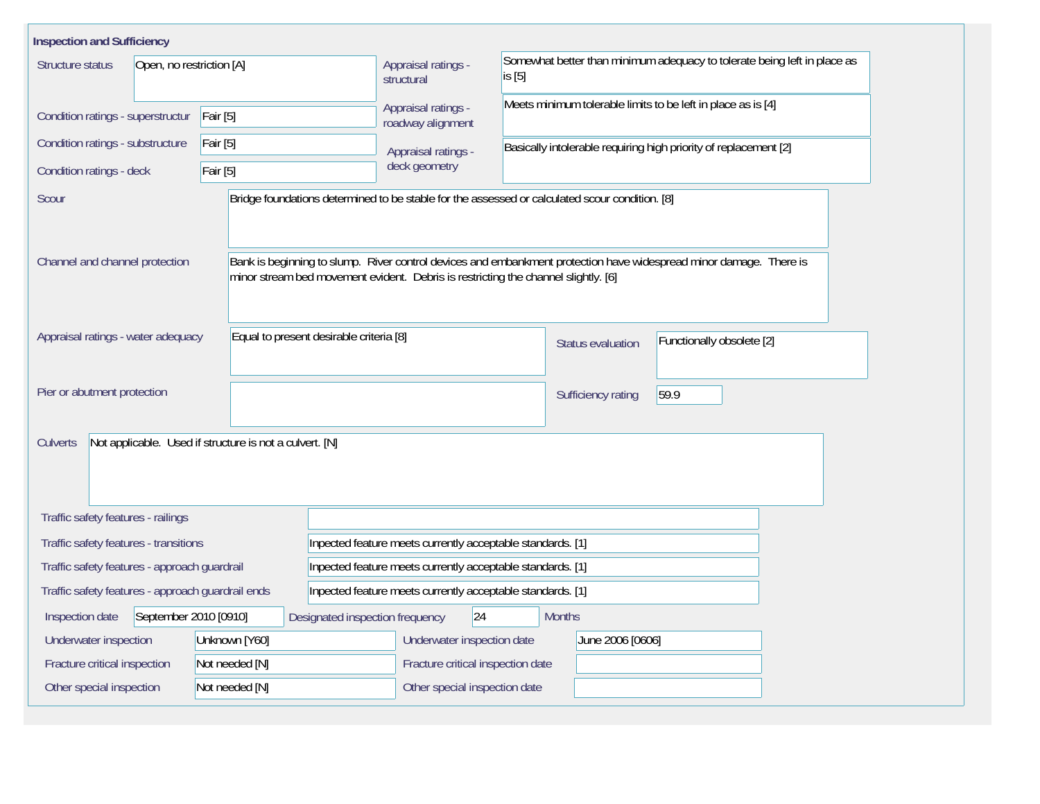## Inspection and Sufficiency

| | |
|---|---|
| Structure status | Open, no restriction [A] |
| Appraisal ratings - structural | Somewhat better than minimum adequacy to tolerate being left in place as is [5] |
| Condition ratings - superstructur | Fair [5] |
| Appraisal ratings - roadway alignment | Meets minimum tolerable limits to be left in place as is [4] |
| Condition ratings - substructure | Fair [5] |
| Appraisal ratings - deck geometry | Basically intolerable requiring high priority of replacement [2] |
| Condition ratings - deck | Fair [5] |
| Scour | Bridge foundations determined to be stable for the assessed or calculated scour condition. [8] |
| Channel and channel protection | Bank is beginning to slump. River control devices and embankment protection have widespread minor damage. There is minor stream bed movement evident. Debris is restricting the channel slightly. [6] |
| Appraisal ratings - water adequacy | Equal to present desirable criteria [8] |
| Status evaluation | Functionally obsolete [2] |
| Pier or abutment protection | |
| Sufficiency rating | 59.9 |
| Culverts | Not applicable. Used if structure is not a culvert. [N] |
| Traffic safety features - railings | |
| Traffic safety features - transitions | Inpected feature meets currently acceptable standards. [1] |
| Traffic safety features - approach guardrail | Inpected feature meets currently acceptable standards. [1] |
| Traffic safety features - approach guardrail ends | Inpected feature meets currently acceptable standards. [1] |
| Inspection date | September 2010 [0910] |
| Designated inspection frequency | 24 Months |
| Underwater inspection | Unknown [Y60] |
| Underwater inspection date | June 2006 [0606] |
| Fracture critical inspection | Not needed [N] |
| Fracture critical inspection date | |
| Other special inspection | Not needed [N] |
| Other special inspection date | |